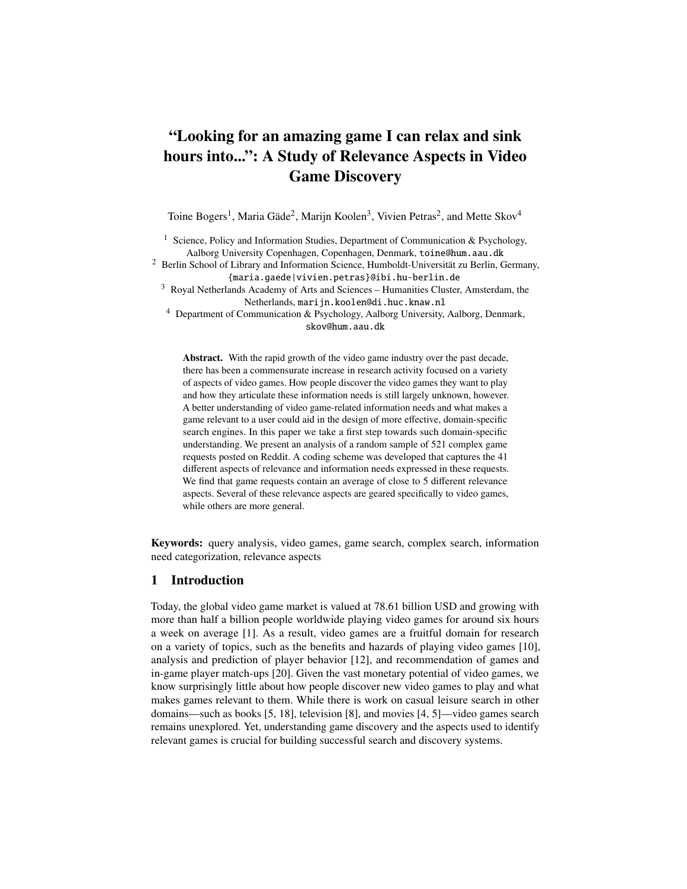# "Looking for an amazing game I can relax and sink hours into...": A Study of Relevance Aspects in Video Game Discovery

Toine Bogers[1], Maria Gäde[2], Marijn Koolen[3], Vivien Petras[2], and Mette Skov[4]

[1] Science, Policy and Information Studies, Department of Communication & Psychology, Aalborg University Copenhagen, Copenhagen, Denmark, toine@hum.aau.dk

[2] Berlin School of Library and Information Science, Humboldt-Universität zu Berlin, Germany, {maria.gaede|vivien.petras}@ibi.hu-berlin.de

[3] Royal Netherlands Academy of Arts and Sciences – Humanities Cluster, Amsterdam, the Netherlands, marijn.koolen@di.huc.knaw.nl

[4] Department of Communication & Psychology, Aalborg University, Aalborg, Denmark, skov@hum.aau.dk

**Abstract.** With the rapid growth of the video game industry over the past decade, there has been a commensurate increase in research activity focused on a variety of aspects of video games. How people discover the video games they want to play and how they articulate these information needs is still largely unknown, however. A better understanding of video game-related information needs and what makes a game relevant to a user could aid in the design of more effective, domain-specific search engines. In this paper we take a first step towards such domain-specific understanding. We present an analysis of a random sample of 521 complex game requests posted on Reddit. A coding scheme was developed that captures the 41 different aspects of relevance and information needs expressed in these requests. We find that game requests contain an average of close to 5 different relevance aspects. Several of these relevance aspects are geared specifically to video games, while others are more general.

**Keywords:** query analysis, video games, game search, complex search, information need categorization, relevance aspects

## 1 Introduction

Today, the global video game market is valued at 78.61 billion USD and growing with more than half a billion people worldwide playing video games for around six hours a week on average [1]. As a result, video games are a fruitful domain for research on a variety of topics, such as the benefits and hazards of playing video games [10], analysis and prediction of player behavior [12], and recommendation of games and in-game player match-ups [20]. Given the vast monetary potential of video games, we know surprisingly little about how people discover new video games to play and what makes games relevant to them. While there is work on casual leisure search in other domains—such as books [5, 18], television [8], and movies [4, 5]—video games search remains unexplored. Yet, understanding game discovery and the aspects used to identify relevant games is crucial for building successful search and discovery systems.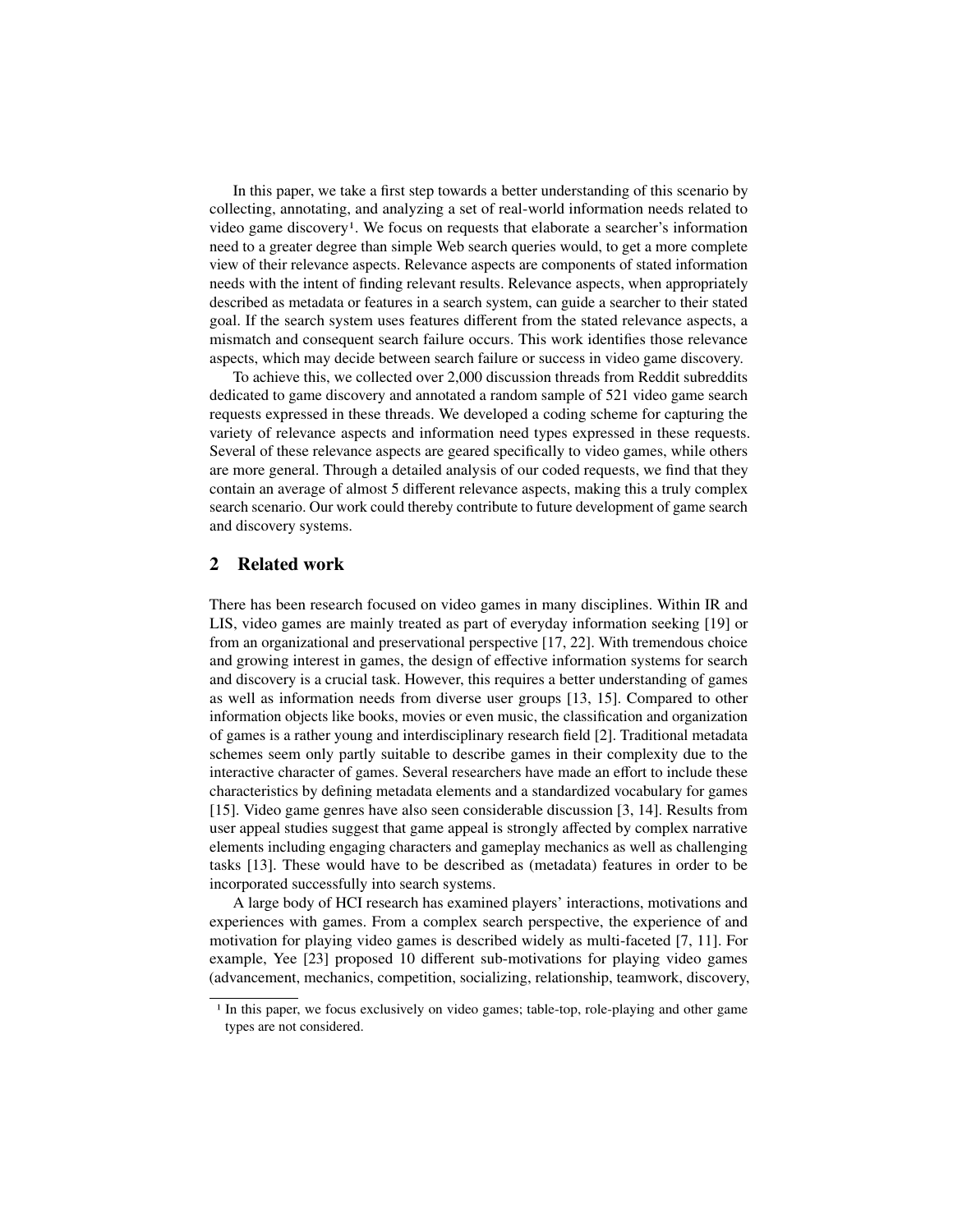In this paper, we take a first step towards a better understanding of this scenario by collecting, annotating, and analyzing a set of real-world information needs related to video game discovery[1]. We focus on requests that elaborate a searcher's information need to a greater degree than simple Web search queries would, to get a more complete view of their relevance aspects. Relevance aspects are components of stated information needs with the intent of finding relevant results. Relevance aspects, when appropriately described as metadata or features in a search system, can guide a searcher to their stated goal. If the search system uses features different from the stated relevance aspects, a mismatch and consequent search failure occurs. This work identifies those relevance aspects, which may decide between search failure or success in video game discovery.

To achieve this, we collected over 2,000 discussion threads from Reddit subreddits dedicated to game discovery and annotated a random sample of 521 video game search requests expressed in these threads. We developed a coding scheme for capturing the variety of relevance aspects and information need types expressed in these requests. Several of these relevance aspects are geared specifically to video games, while others are more general. Through a detailed analysis of our coded requests, we find that they contain an average of almost 5 different relevance aspects, making this a truly complex search scenario. Our work could thereby contribute to future development of game search and discovery systems.

## 2 Related work

There has been research focused on video games in many disciplines. Within IR and LIS, video games are mainly treated as part of everyday information seeking [19] or from an organizational and preservational perspective [17, 22]. With tremendous choice and growing interest in games, the design of effective information systems for search and discovery is a crucial task. However, this requires a better understanding of games as well as information needs from diverse user groups [13, 15]. Compared to other information objects like books, movies or even music, the classification and organization of games is a rather young and interdisciplinary research field [2]. Traditional metadata schemes seem only partly suitable to describe games in their complexity due to the interactive character of games. Several researchers have made an effort to include these characteristics by defining metadata elements and a standardized vocabulary for games [15]. Video game genres have also seen considerable discussion [3, 14]. Results from user appeal studies suggest that game appeal is strongly affected by complex narrative elements including engaging characters and gameplay mechanics as well as challenging tasks [13]. These would have to be described as (metadata) features in order to be incorporated successfully into search systems.

A large body of HCI research has examined players' interactions, motivations and experiences with games. From a complex search perspective, the experience of and motivation for playing video games is described widely as multi-faceted [7, 11]. For example, Yee [23] proposed 10 different sub-motivations for playing video games (advancement, mechanics, competition, socializing, relationship, teamwork, discovery,

[1] In this paper, we focus exclusively on video games; table-top, role-playing and other game types are not considered.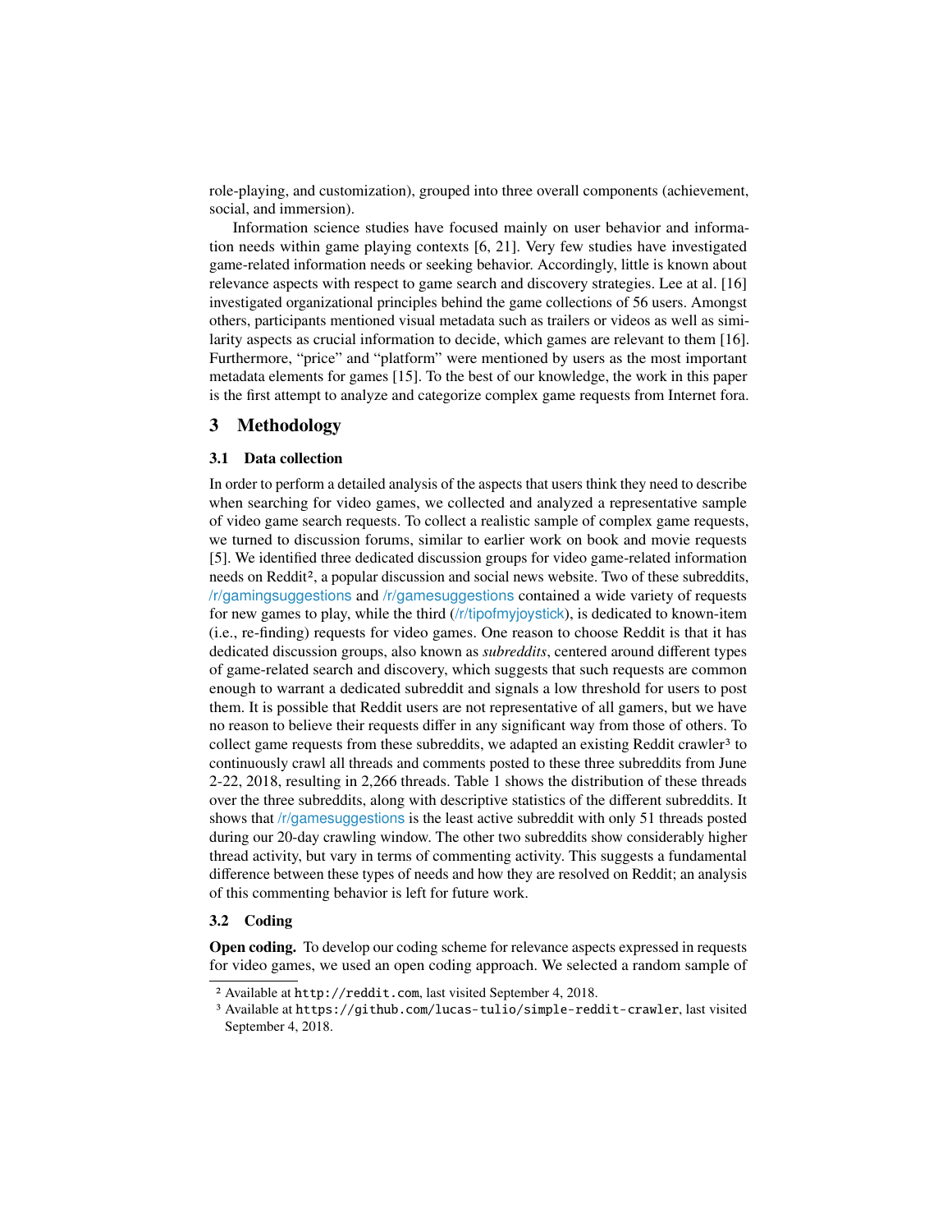role-playing, and customization), grouped into three overall components (achievement, social, and immersion).

Information science studies have focused mainly on user behavior and information needs within game playing contexts [6, 21]. Very few studies have investigated game-related information needs or seeking behavior. Accordingly, little is known about relevance aspects with respect to game search and discovery strategies. Lee at al. [16] investigated organizational principles behind the game collections of 56 users. Amongst others, participants mentioned visual metadata such as trailers or videos as well as similarity aspects as crucial information to decide, which games are relevant to them [16]. Furthermore, "price" and "platform" were mentioned by users as the most important metadata elements for games [15]. To the best of our knowledge, the work in this paper is the first attempt to analyze and categorize complex game requests from Internet fora.

## 3 Methodology

### 3.1 Data collection

In order to perform a detailed analysis of the aspects that users think they need to describe when searching for video games, we collected and analyzed a representative sample of video game search requests. To collect a realistic sample of complex game requests, we turned to discussion forums, similar to earlier work on book and movie requests [5]. We identified three dedicated discussion groups for video game-related information needs on Reddit[2], a popular discussion and social news website. Two of these subreddits, /r/gamingsuggestions and /r/gamesuggestions contained a wide variety of requests for new games to play, while the third (/r/tipofmyjoystick), is dedicated to known-item (i.e., re-finding) requests for video games. One reason to choose Reddit is that it has dedicated discussion groups, also known as *subreddits*, centered around different types of game-related search and discovery, which suggests that such requests are common enough to warrant a dedicated subreddit and signals a low threshold for users to post them. It is possible that Reddit users are not representative of all gamers, but we have no reason to believe their requests differ in any significant way from those of others. To collect game requests from these subreddits, we adapted an existing Reddit crawler[3] to continuously crawl all threads and comments posted to these three subreddits from June 2-22, 2018, resulting in 2,266 threads. Table 1 shows the distribution of these threads over the three subreddits, along with descriptive statistics of the different subreddits. It shows that /r/gamesuggestions is the least active subreddit with only 51 threads posted during our 20-day crawling window. The other two subreddits show considerably higher thread activity, but vary in terms of commenting activity. This suggests a fundamental difference between these types of needs and how they are resolved on Reddit; an analysis of this commenting behavior is left for future work.

### 3.2 Coding

**Open coding.** To develop our coding scheme for relevance aspects expressed in requests for video games, we used an open coding approach. We selected a random sample of

[2] Available at `http://reddit.com`, last visited September 4, 2018.

[3] Available at `https://github.com/lucas-tulio/simple-reddit-crawler`, last visited September 4, 2018.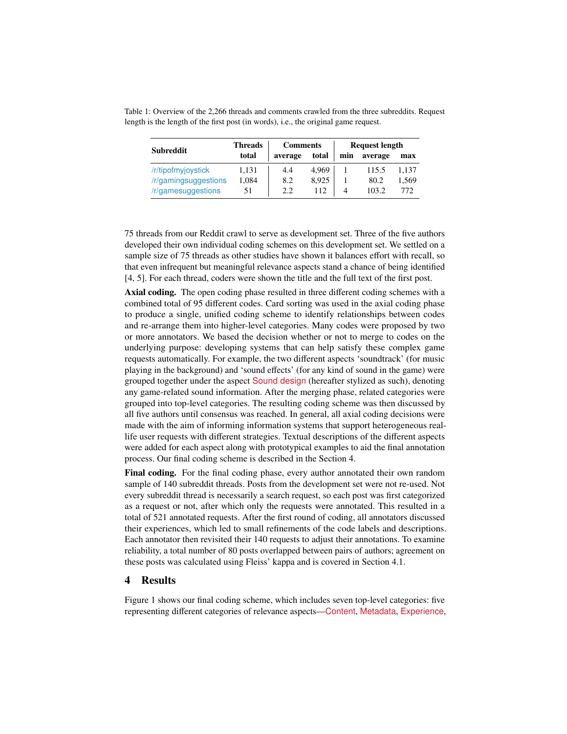Table 1: Overview of the 2,266 threads and comments crawled from the three subreddits. Request length is the length of the first post (in words), i.e., the original game request.

| Subreddit | Threads | Comments | | Request length | | |
|---|---|---|---|---|---|---|
| | total | average | total | min | average | max |
| /r/tipofmyjoystick | 1,131 | 4.4 | 4,969 | 1 | 115.5 | 1,137 |
| /r/gamingsuggestions | 1,084 | 8.2 | 8,925 | 1 | 80.2 | 1,569 |
| /r/gamesuggestions | 51 | 2.2 | 112 | 4 | 103.2 | 772 |

75 threads from our Reddit crawl to serve as development set. Three of the five authors developed their own individual coding schemes on this development set. We settled on a sample size of 75 threads as other studies have shown it balances effort with recall, so that even infrequent but meaningful relevance aspects stand a chance of being identified [4, 5]. For each thread, coders were shown the title and the full text of the first post.

**Axial coding.** The open coding phase resulted in three different coding schemes with a combined total of 95 different codes. Card sorting was used in the axial coding phase to produce a single, unified coding scheme to identify relationships between codes and re-arrange them into higher-level categories. Many codes were proposed by two or more annotators. We based the decision whether or not to merge to codes on the underlying purpose: developing systems that can help satisfy these complex game requests automatically. For example, the two different aspects 'soundtrack' (for music playing in the background) and 'sound effects' (for any kind of sound in the game) were grouped together under the aspect Sound design (hereafter stylized as such), denoting any game-related sound information. After the merging phase, related categories were grouped into top-level categories. The resulting coding scheme was then discussed by all five authors until consensus was reached. In general, all axial coding decisions were made with the aim of informing information systems that support heterogeneous real-life user requests with different strategies. Textual descriptions of the different aspects were added for each aspect along with prototypical examples to aid the final annotation process. Our final coding scheme is described in the Section 4.

**Final coding.** For the final coding phase, every author annotated their own random sample of 140 subreddit threads. Posts from the development set were not re-used. Not every subreddit thread is necessarily a search request, so each post was first categorized as a request or not, after which only the requests were annotated. This resulted in a total of 521 annotated requests. After the first round of coding, all annotators discussed their experiences, which led to small refinements of the code labels and descriptions. Each annotator then revisited their 140 requests to adjust their annotations. To examine reliability, a total number of 80 posts overlapped between pairs of authors; agreement on these posts was calculated using Fleiss' kappa and is covered in Section 4.1.

## 4 Results

Figure 1 shows our final coding scheme, which includes seven top-level categories: five representing different categories of relevance aspects—Content, Metadata, Experience,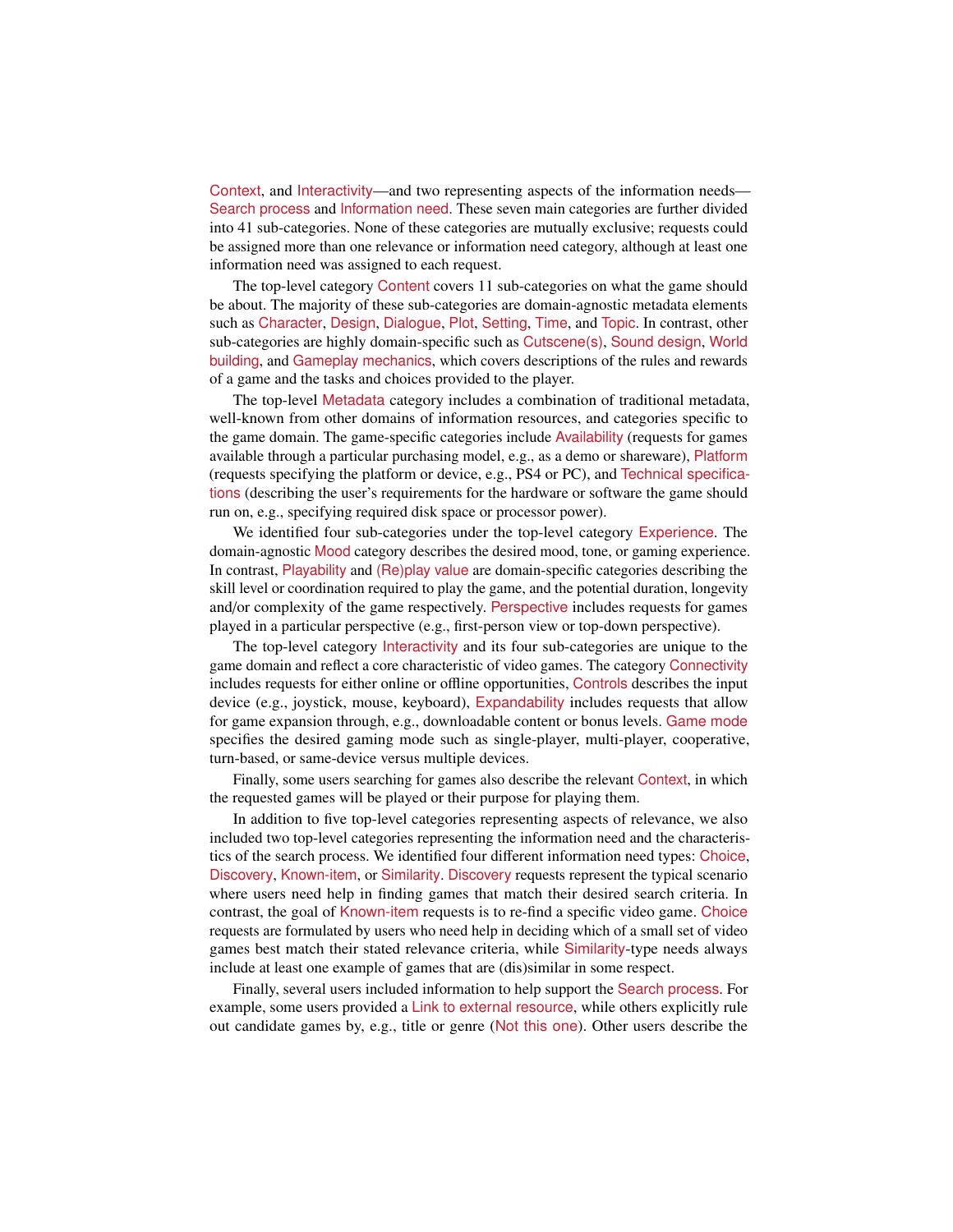Context, and Interactivity—and two representing aspects of the information needs—Search process and Information need. These seven main categories are further divided into 41 sub-categories. None of these categories are mutually exclusive; requests could be assigned more than one relevance or information need category, although at least one information need was assigned to each request.

The top-level category Content covers 11 sub-categories on what the game should be about. The majority of these sub-categories are domain-agnostic metadata elements such as Character, Design, Dialogue, Plot, Setting, Time, and Topic. In contrast, other sub-categories are highly domain-specific such as Cutscene(s), Sound design, World building, and Gameplay mechanics, which covers descriptions of the rules and rewards of a game and the tasks and choices provided to the player.

The top-level Metadata category includes a combination of traditional metadata, well-known from other domains of information resources, and categories specific to the game domain. The game-specific categories include Availability (requests for games available through a particular purchasing model, e.g., as a demo or shareware), Platform (requests specifying the platform or device, e.g., PS4 or PC), and Technical specifications (describing the user's requirements for the hardware or software the game should run on, e.g., specifying required disk space or processor power).

We identified four sub-categories under the top-level category Experience. The domain-agnostic Mood category describes the desired mood, tone, or gaming experience. In contrast, Playability and (Re)play value are domain-specific categories describing the skill level or coordination required to play the game, and the potential duration, longevity and/or complexity of the game respectively. Perspective includes requests for games played in a particular perspective (e.g., first-person view or top-down perspective).

The top-level category Interactivity and its four sub-categories are unique to the game domain and reflect a core characteristic of video games. The category Connectivity includes requests for either online or offline opportunities, Controls describes the input device (e.g., joystick, mouse, keyboard), Expandability includes requests that allow for game expansion through, e.g., downloadable content or bonus levels. Game mode specifies the desired gaming mode such as single-player, multi-player, cooperative, turn-based, or same-device versus multiple devices.

Finally, some users searching for games also describe the relevant Context, in which the requested games will be played or their purpose for playing them.

In addition to five top-level categories representing aspects of relevance, we also included two top-level categories representing the information need and the characteristics of the search process. We identified four different information need types: Choice, Discovery, Known-item, or Similarity. Discovery requests represent the typical scenario where users need help in finding games that match their desired search criteria. In contrast, the goal of Known-item requests is to re-find a specific video game. Choice requests are formulated by users who need help in deciding which of a small set of video games best match their stated relevance criteria, while Similarity-type needs always include at least one example of games that are (dis)similar in some respect.

Finally, several users included information to help support the Search process. For example, some users provided a Link to external resource, while others explicitly rule out candidate games by, e.g., title or genre (Not this one). Other users describe the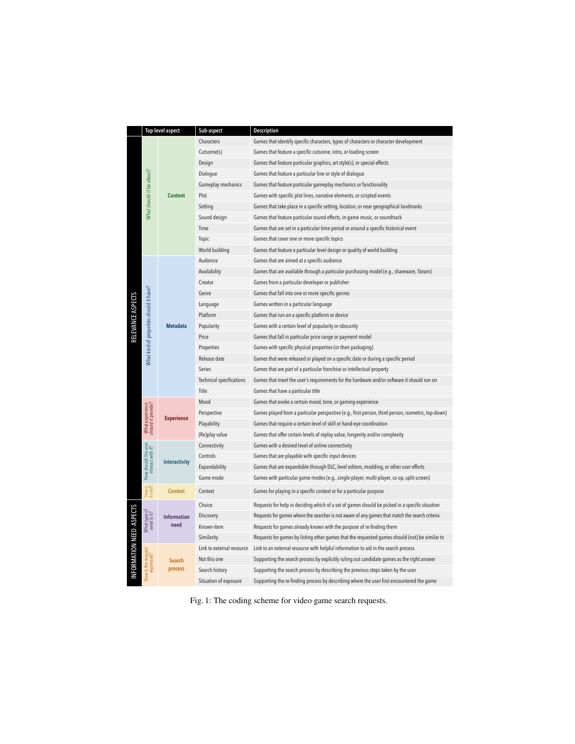| | | Top-level aspect | Sub-aspect | Description |
|---|---|---|---|---|
| RELEVANCE ASPECTS | What should it be about? | Content | Characters | Games that identify specific characters, types of characters or character development |
| | | | Cutscene(s) | Games that feature a specific cutscene, intro, or loading screen |
| | | | Design | Games that feature particular graphics, art style(s), or special effects |
| | | | Dialogue | Games that feature a particular line or style of dialogue |
| | | | Gameplay mechanics | Games that feature particular gameplay mechanics or functionality |
| | | | Plot | Games with specific plot lines, narrative elements, or scripted events |
| | | | Setting | Games that take place in a specific setting, location, or near geographical landmarks |
| | | | Sound design | Games that feature particular sound effects, in-game music, or soundtrack |
| | | | Time | Games that are set in a particular time period or around a specific historical event |
| | | | Topic | Games that cover one or more specific topics |
| | | | World building | Games that feature a particular level design or quality of world building |
| | What kind of properties should it have? | Metadata | Audience | Games that are aimed at a specific audience |
| | | | Availability | Games that are available through a particular purchasing model (e.g., shareware, Steam) |
| | | | Creator | Games from a particular developer or publisher |
| | | | Genre | Games that fall into one or more specific genres |
| | | | Language | Games written in a particular language |
| | | | Platform | Games that run on a specific platform or device |
| | | | Popularity | Games with a certain level of popularity or obscurity |
| | | | Price | Games that fall in particular price range or payment model |
| | | | Properties | Games with specific physical properties (or their packaging) |
| | | | Release date | Games that were released or played on a specific date or during a specific period |
| | | | Series | Games that are part of a particular franchise or intellectual property |
| | | | Technical specifications | Games that meet the user's requirements for the hardware and/or software it should run on |
| | | | Title | Games that have a particular title |
| | What experience should it provide? | Experience | Mood | Games that evoke a certain mood, tone, or gaming experience |
| | | | Perspective | Games played from a particular perspective (e.g., first-person, third-person, isometric, top-down) |
| | | | Playability | Games that require a certain level of skill or hand-eye coordination |
| | | | (Re)play value | Games that offer certain levels of replay value, longevity and/or complexity |
| | How should the user interact with it? | Interactivity | Connectivity | Games with a desired level of online connectivity |
| | | | Controls | Games that are playable with specific input devices |
| | | | Expandability | Games that are expandable through DLC, level editors, modding, or other user efforts |
| | | | Game mode | Games with particular game modes (e.g., single-player, multi-player, co-op, split-screen) |
| | How is it used? | Context | Context | Games for playing in a specific context or for a particular purpose |
| INFORMATION NEED ASPECTS | What type of need is it? | Information need | Choice | Requests for help in deciding which of a set of games should be picked in a specific situation |
| | | | Discovery | Requests for games where the searcher is not aware of any games that match the search criteria |
| | | | Known-item | Requests for games already known with the purpose of re-finding them |
| | | | Similarity | Requests for games by listing other games that the requested games should (not) be similar to |
| | How is the request expressed? | Search process | Link to external resource | Link to an external resource with helpful information to aid in the search process |
| | | | Not this one | Supporting the search process by explicitly ruling out candidate games as the right answer |
| | | | Search history | Supporting the search process by describing the previous steps taken by the user |
| | | | Situation of exposure | Supporting the re-finding process by describing where the user first encountered the game |

Fig. 1: The coding scheme for video game search requests.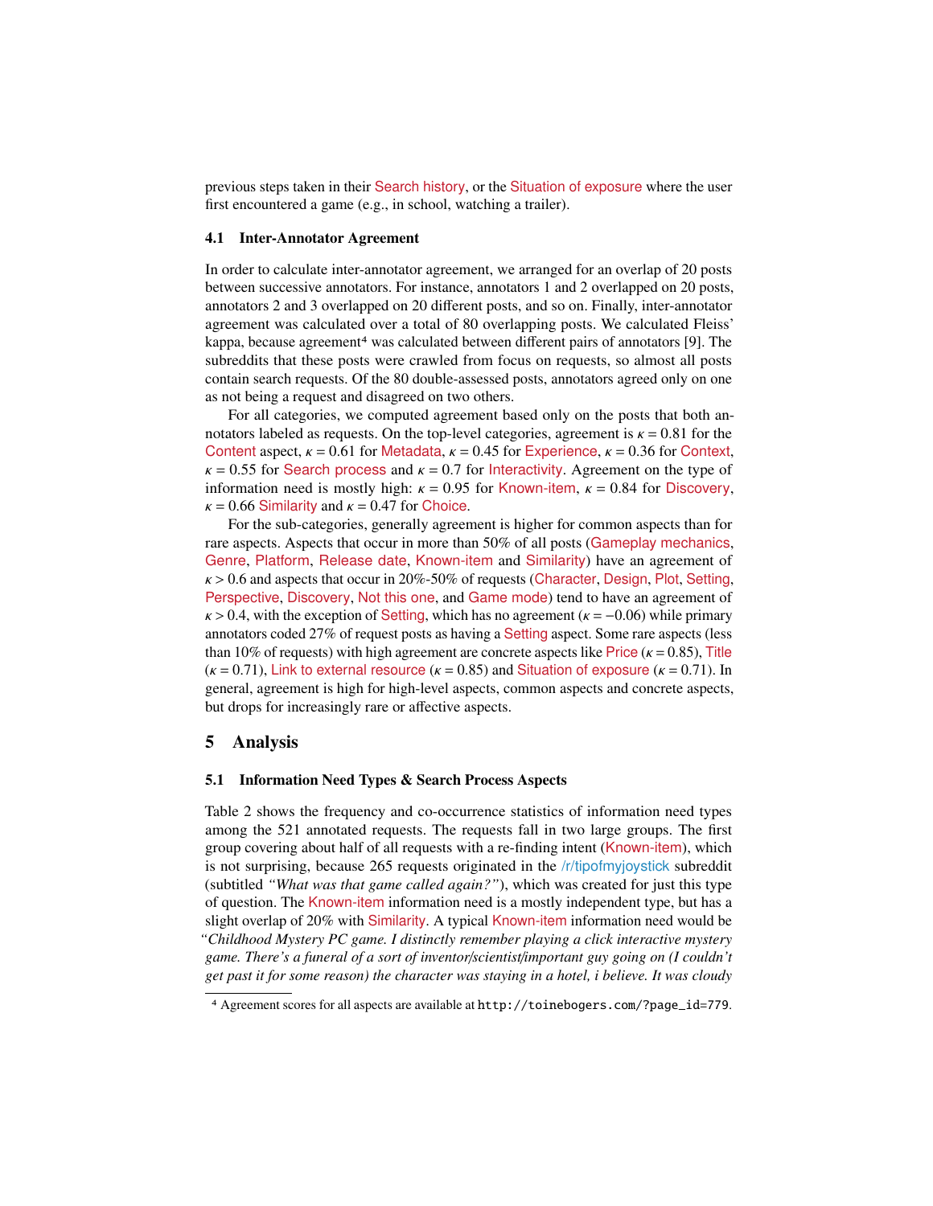previous steps taken in their Search history, or the Situation of exposure where the user first encountered a game (e.g., in school, watching a trailer).

### 4.1 Inter-Annotator Agreement

In order to calculate inter-annotator agreement, we arranged for an overlap of 20 posts between successive annotators. For instance, annotators 1 and 2 overlapped on 20 posts, annotators 2 and 3 overlapped on 20 different posts, and so on. Finally, inter-annotator agreement was calculated over a total of 80 overlapping posts. We calculated Fleiss' kappa, because agreement[4] was calculated between different pairs of annotators [9]. The subreddits that these posts were crawled from focus on requests, so almost all posts contain search requests. Of the 80 double-assessed posts, annotators agreed only on one as not being a request and disagreed on two others.

For all categories, we computed agreement based only on the posts that both annotators labeled as requests. On the top-level categories, agreement is $\kappa = 0.81$ for the Content aspect, $\kappa = 0.61$ for Metadata, $\kappa = 0.45$ for Experience, $\kappa = 0.36$ for Context, $\kappa = 0.55$ for Search process and $\kappa = 0.7$ for Interactivity. Agreement on the type of information need is mostly high: $\kappa = 0.95$ for Known-item, $\kappa = 0.84$ for Discovery, $\kappa = 0.66$ Similarity and $\kappa = 0.47$ for Choice.

For the sub-categories, generally agreement is higher for common aspects than for rare aspects. Aspects that occur in more than 50% of all posts (Gameplay mechanics, Genre, Platform, Release date, Known-item and Similarity) have an agreement of $\kappa > 0.6$ and aspects that occur in 20%-50% of requests (Character, Design, Plot, Setting, Perspective, Discovery, Not this one, and Game mode) tend to have an agreement of $\kappa > 0.4$, with the exception of Setting, which has no agreement ($\kappa = -0.06$) while primary annotators coded 27% of request posts as having a Setting aspect. Some rare aspects (less than 10% of requests) with high agreement are concrete aspects like Price ($\kappa = 0.85$), Title ($\kappa = 0.71$), Link to external resource ($\kappa = 0.85$) and Situation of exposure ($\kappa = 0.71$). In general, agreement is high for high-level aspects, common aspects and concrete aspects, but drops for increasingly rare or affective aspects.

## 5 Analysis

### 5.1 Information Need Types & Search Process Aspects

Table 2 shows the frequency and co-occurrence statistics of information need types among the 521 annotated requests. The requests fall in two large groups. The first group covering about half of all requests with a re-finding intent (Known-item), which is not surprising, because 265 requests originated in the /r/tipofmyjoystick subreddit (subtitled *"What was that game called again?"*), which was created for just this type of question. The Known-item information need is a mostly independent type, but has a slight overlap of 20% with Similarity. A typical Known-item information need would be *"Childhood Mystery PC game. I distinctly remember playing a click interactive mystery game. There's a funeral of a sort of inventor/scientist/important guy going on (I couldn't get past it for some reason) the character was staying in a hotel, i believe. It was cloudy*

[4] Agreement scores for all aspects are available at `http://toinebogers.com/?page_id=779`.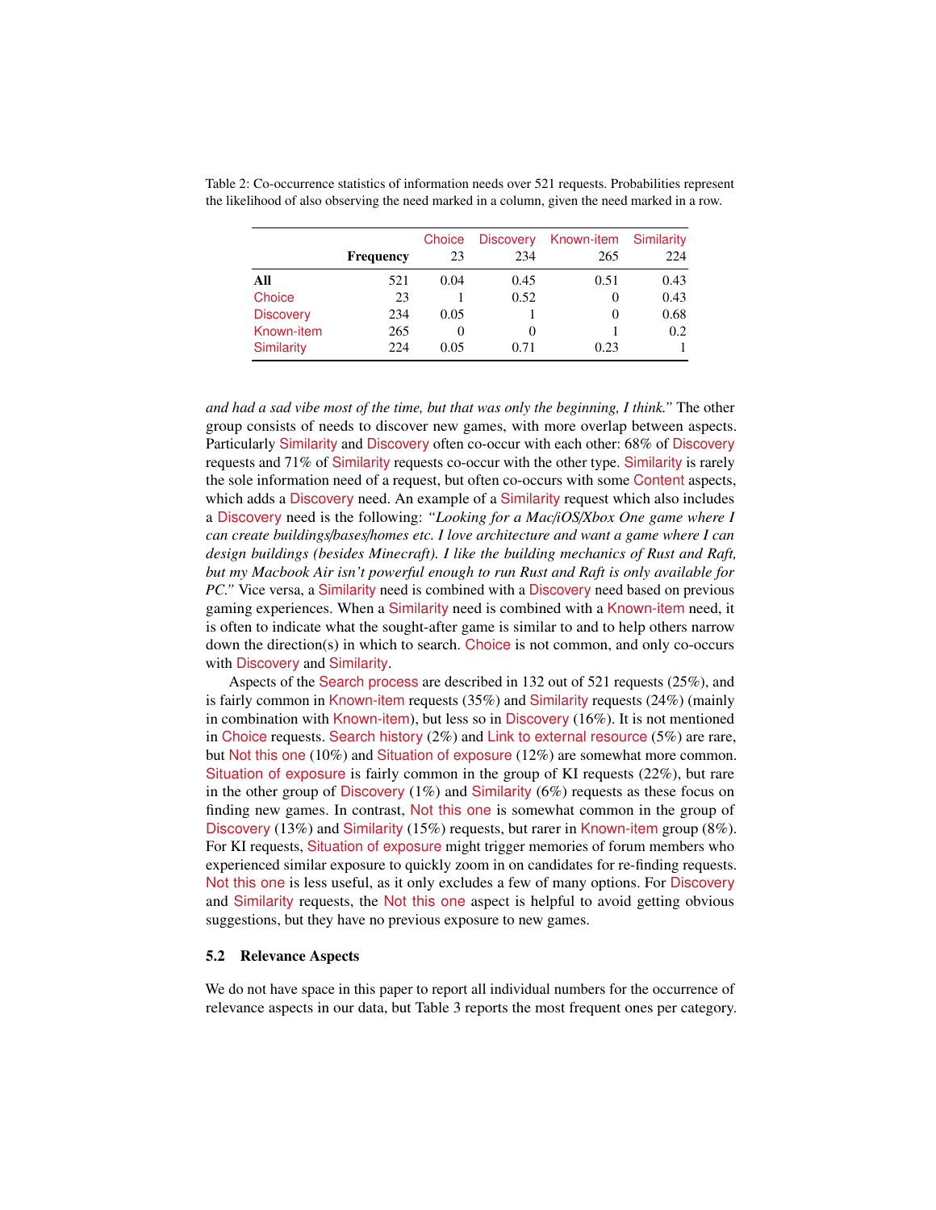Table 2: Co-occurrence statistics of information needs over 521 requests. Probabilities represent the likelihood of also observing the need marked in a column, given the need marked in a row.

| | Frequency | Choice 23 | Discovery 234 | Known-item 265 | Similarity 224 |
|---|---|---|---|---|---|
| **All** | 521 | 0.04 | 0.45 | 0.51 | 0.43 |
| Choice | 23 | 1 | 0.52 | 0 | 0.43 |
| Discovery | 234 | 0.05 | 1 | 0 | 0.68 |
| Known-item | 265 | 0 | 0 | 1 | 0.2 |
| Similarity | 224 | 0.05 | 0.71 | 0.23 | 1 |

*and had a sad vibe most of the time, but that was only the beginning, I think."* The other group consists of needs to discover new games, with more overlap between aspects. Particularly Similarity and Discovery often co-occur with each other: 68% of Discovery requests and 71% of Similarity requests co-occur with the other type. Similarity is rarely the sole information need of a request, but often co-occurs with some Content aspects, which adds a Discovery need. An example of a Similarity request which also includes a Discovery need is the following: *"Looking for a Mac/iOS/Xbox One game where I can create buildings/bases/homes etc. I love architecture and want a game where I can design buildings (besides Minecraft). I like the building mechanics of Rust and Raft, but my Macbook Air isn't powerful enough to run Rust and Raft is only available for PC."* Vice versa, a Similarity need is combined with a Discovery need based on previous gaming experiences. When a Similarity need is combined with a Known-item need, it is often to indicate what the sought-after game is similar to and to help others narrow down the direction(s) in which to search. Choice is not common, and only co-occurs with Discovery and Similarity.

Aspects of the Search process are described in 132 out of 521 requests (25%), and is fairly common in Known-item requests (35%) and Similarity requests (24%) (mainly in combination with Known-item), but less so in Discovery (16%). It is not mentioned in Choice requests. Search history (2%) and Link to external resource (5%) are rare, but Not this one (10%) and Situation of exposure (12%) are somewhat more common. Situation of exposure is fairly common in the group of KI requests (22%), but rare in the other group of Discovery (1%) and Similarity (6%) requests as these focus on finding new games. In contrast, Not this one is somewhat common in the group of Discovery (13%) and Similarity (15%) requests, but rarer in Known-item group (8%). For KI requests, Situation of exposure might trigger memories of forum members who experienced similar exposure to quickly zoom in on candidates for re-finding requests. Not this one is less useful, as it only excludes a few of many options. For Discovery and Similarity requests, the Not this one aspect is helpful to avoid getting obvious suggestions, but they have no previous exposure to new games.

### 5.2 Relevance Aspects

We do not have space in this paper to report all individual numbers for the occurrence of relevance aspects in our data, but Table 3 reports the most frequent ones per category.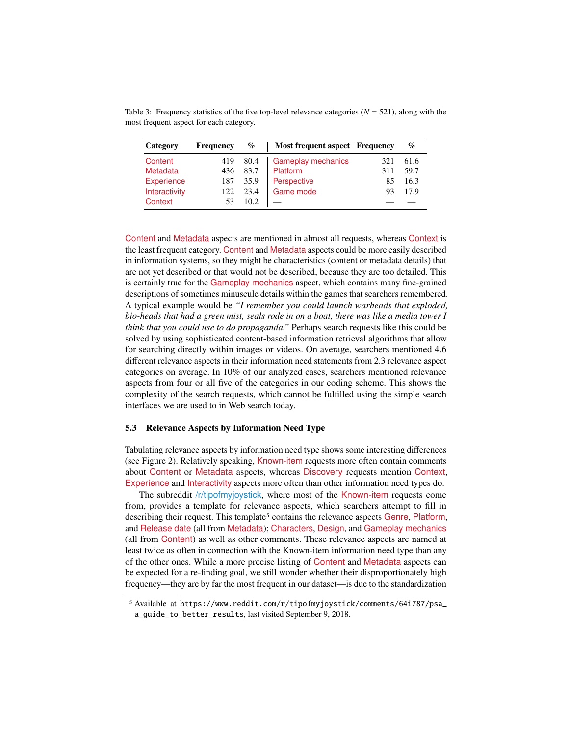Table 3: Frequency statistics of the five top-level relevance categories ($N = 521$), along with the most frequent aspect for each category.

| Category | Frequency | % | Most frequent aspect | Frequency | % |
|---|---|---|---|---|---|
| Content | 419 | 80.4 | Gameplay mechanics | 321 | 61.6 |
| Metadata | 436 | 83.7 | Platform | 311 | 59.7 |
| Experience | 187 | 35.9 | Perspective | 85 | 16.3 |
| Interactivity | 122 | 23.4 | Game mode | 93 | 17.9 |
| Context | 53 | 10.2 | — | — | — |

Content and Metadata aspects are mentioned in almost all requests, whereas Context is the least frequent category. Content and Metadata aspects could be more easily described in information systems, so they might be characteristics (content or metadata details) that are not yet described or that would not be described, because they are too detailed. This is certainly true for the Gameplay mechanics aspect, which contains many fine-grained descriptions of sometimes minuscule details within the games that searchers remembered. A typical example would be *"I remember you could launch warheads that exploded, bio-heads that had a green mist, seals rode in on a boat, there was like a media tower I think that you could use to do propaganda."* Perhaps search requests like this could be solved by using sophisticated content-based information retrieval algorithms that allow for searching directly within images or videos. On average, searchers mentioned 4.6 different relevance aspects in their information need statements from 2.3 relevance aspect categories on average. In 10% of our analyzed cases, searchers mentioned relevance aspects from four or all five of the categories in our coding scheme. This shows the complexity of the search requests, which cannot be fulfilled using the simple search interfaces we are used to in Web search today.

### 5.3 Relevance Aspects by Information Need Type

Tabulating relevance aspects by information need type shows some interesting differences (see Figure 2). Relatively speaking, Known-item requests more often contain comments about Content or Metadata aspects, whereas Discovery requests mention Context, Experience and Interactivity aspects more often than other information need types do.

The subreddit /r/tipofmyjoystick, where most of the Known-item requests come from, provides a template for relevance aspects, which searchers attempt to fill in describing their request. This template[5] contains the relevance aspects Genre, Platform, and Release date (all from Metadata); Characters, Design, and Gameplay mechanics (all from Content) as well as other comments. These relevance aspects are named at least twice as often in connection with the Known-item information need type than any of the other ones. While a more precise listing of Content and Metadata aspects can be expected for a re-finding goal, we still wonder whether their disproportionately high frequency—they are by far the most frequent in our dataset—is due to the standardization

[5] Available at `https://www.reddit.com/r/tipofmyjoystick/comments/64i787/psa_a_guide_to_better_results`, last visited September 9, 2018.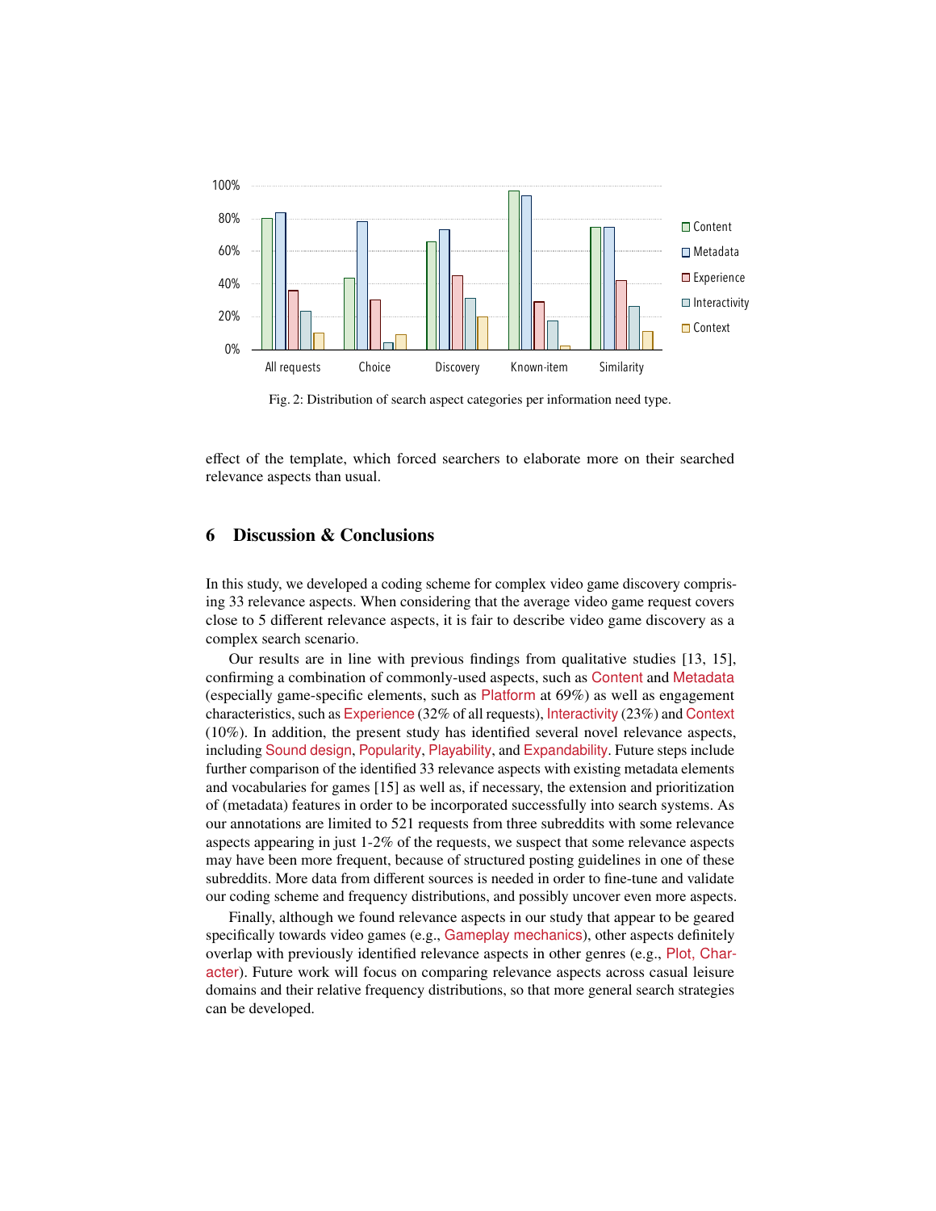Fig. 2: Distribution of search aspect categories per information need type.

effect of the template, which forced searchers to elaborate more on their searched relevance aspects than usual.

## 6 Discussion & Conclusions

In this study, we developed a coding scheme for complex video game discovery comprising 33 relevance aspects. When considering that the average video game request covers close to 5 different relevance aspects, it is fair to describe video game discovery as a complex search scenario.

Our results are in line with previous findings from qualitative studies [13, 15], confirming a combination of commonly-used aspects, such as Content and Metadata (especially game-specific elements, such as Platform at 69%) as well as engagement characteristics, such as Experience (32% of all requests), Interactivity (23%) and Context (10%). In addition, the present study has identified several novel relevance aspects, including Sound design, Popularity, Playability, and Expandability. Future steps include further comparison of the identified 33 relevance aspects with existing metadata elements and vocabularies for games [15] as well as, if necessary, the extension and prioritization of (metadata) features in order to be incorporated successfully into search systems. As our annotations are limited to 521 requests from three subreddits with some relevance aspects appearing in just 1-2% of the requests, we suspect that some relevance aspects may have been more frequent, because of structured posting guidelines in one of these subreddits. More data from different sources is needed in order to fine-tune and validate our coding scheme and frequency distributions, and possibly uncover even more aspects.

Finally, although we found relevance aspects in our study that appear to be geared specifically towards video games (e.g., Gameplay mechanics), other aspects definitely overlap with previously identified relevance aspects in other genres (e.g., Plot, Character). Future work will focus on comparing relevance aspects across casual leisure domains and their relative frequency distributions, so that more general search strategies can be developed.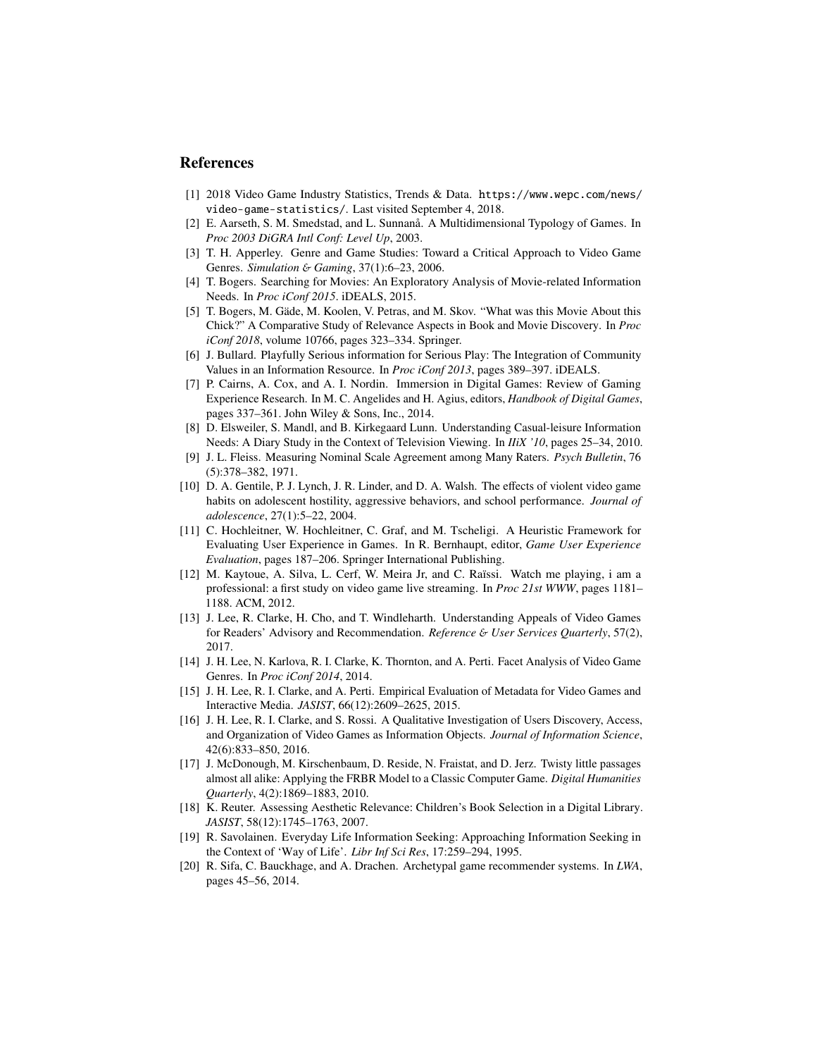## References

[1] 2018 Video Game Industry Statistics, Trends & Data. https://www.wepc.com/news/video-game-statistics/. Last visited September 4, 2018.

[2] E. Aarseth, S. M. Smedstad, and L. Sunnanå. A Multidimensional Typology of Games. In *Proc 2003 DiGRA Intl Conf: Level Up*, 2003.

[3] T. H. Apperley. Genre and Game Studies: Toward a Critical Approach to Video Game Genres. *Simulation & Gaming*, 37(1):6–23, 2006.

[4] T. Bogers. Searching for Movies: An Exploratory Analysis of Movie-related Information Needs. In *Proc iConf 2015*. iDEALS, 2015.

[5] T. Bogers, M. Gäde, M. Koolen, V. Petras, and M. Skov. "What was this Movie About this Chick?" A Comparative Study of Relevance Aspects in Book and Movie Discovery. In *Proc iConf 2018*, volume 10766, pages 323–334. Springer.

[6] J. Bullard. Playfully Serious information for Serious Play: The Integration of Community Values in an Information Resource. In *Proc iConf 2013*, pages 389–397. iDEALS.

[7] P. Cairns, A. Cox, and A. I. Nordin. Immersion in Digital Games: Review of Gaming Experience Research. In M. C. Angelides and H. Agius, editors, *Handbook of Digital Games*, pages 337–361. John Wiley & Sons, Inc., 2014.

[8] D. Elsweiler, S. Mandl, and B. Kirkegaard Lunn. Understanding Casual-leisure Information Needs: A Diary Study in the Context of Television Viewing. In *IIiX '10*, pages 25–34, 2010.

[9] J. L. Fleiss. Measuring Nominal Scale Agreement among Many Raters. *Psych Bulletin*, 76 (5):378–382, 1971.

[10] D. A. Gentile, P. J. Lynch, J. R. Linder, and D. A. Walsh. The effects of violent video game habits on adolescent hostility, aggressive behaviors, and school performance. *Journal of adolescence*, 27(1):5–22, 2004.

[11] C. Hochleitner, W. Hochleitner, C. Graf, and M. Tscheligi. A Heuristic Framework for Evaluating User Experience in Games. In R. Bernhaupt, editor, *Game User Experience Evaluation*, pages 187–206. Springer International Publishing.

[12] M. Kaytoue, A. Silva, L. Cerf, W. Meira Jr, and C. Raïssi. Watch me playing, i am a professional: a first study on video game live streaming. In *Proc 21st WWW*, pages 1181–1188. ACM, 2012.

[13] J. Lee, R. Clarke, H. Cho, and T. Windleharth. Understanding Appeals of Video Games for Readers' Advisory and Recommendation. *Reference & User Services Quarterly*, 57(2), 2017.

[14] J. H. Lee, N. Karlova, R. I. Clarke, K. Thornton, and A. Perti. Facet Analysis of Video Game Genres. In *Proc iConf 2014*, 2014.

[15] J. H. Lee, R. I. Clarke, and A. Perti. Empirical Evaluation of Metadata for Video Games and Interactive Media. *JASIST*, 66(12):2609–2625, 2015.

[16] J. H. Lee, R. I. Clarke, and S. Rossi. A Qualitative Investigation of Users Discovery, Access, and Organization of Video Games as Information Objects. *Journal of Information Science*, 42(6):833–850, 2016.

[17] J. McDonough, M. Kirschenbaum, D. Reside, N. Fraistat, and D. Jerz. Twisty little passages almost all alike: Applying the FRBR Model to a Classic Computer Game. *Digital Humanities Quarterly*, 4(2):1869–1883, 2010.

[18] K. Reuter. Assessing Aesthetic Relevance: Children's Book Selection in a Digital Library. *JASIST*, 58(12):1745–1763, 2007.

[19] R. Savolainen. Everyday Life Information Seeking: Approaching Information Seeking in the Context of 'Way of Life'. *Libr Inf Sci Res*, 17:259–294, 1995.

[20] R. Sifa, C. Bauckhage, and A. Drachen. Archetypal game recommender systems. In *LWA*, pages 45–56, 2014.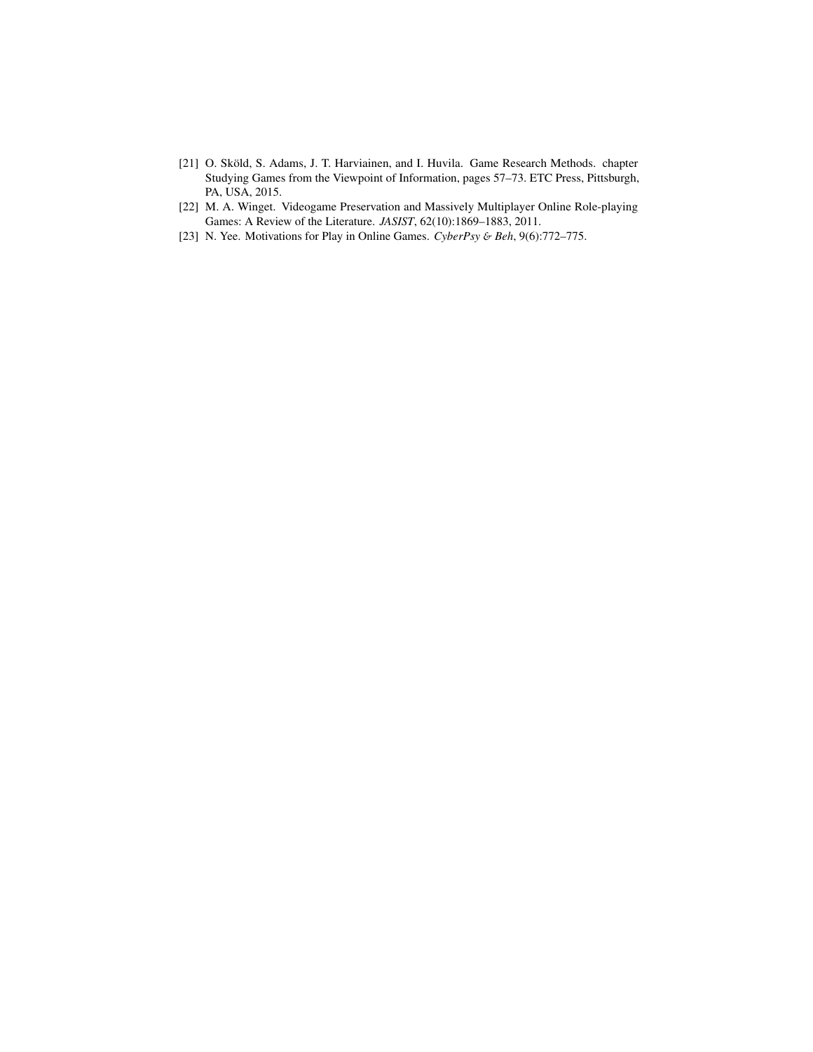[21] O. Sköld, S. Adams, J. T. Harviainen, and I. Huvila. Game Research Methods. chapter Studying Games from the Viewpoint of Information, pages 57–73. ETC Press, Pittsburgh, PA, USA, 2015.

[22] M. A. Winget. Videogame Preservation and Massively Multiplayer Online Role-playing Games: A Review of the Literature. *JASIST*, 62(10):1869–1883, 2011.

[23] N. Yee. Motivations for Play in Online Games. *CyberPsy & Beh*, 9(6):772–775.